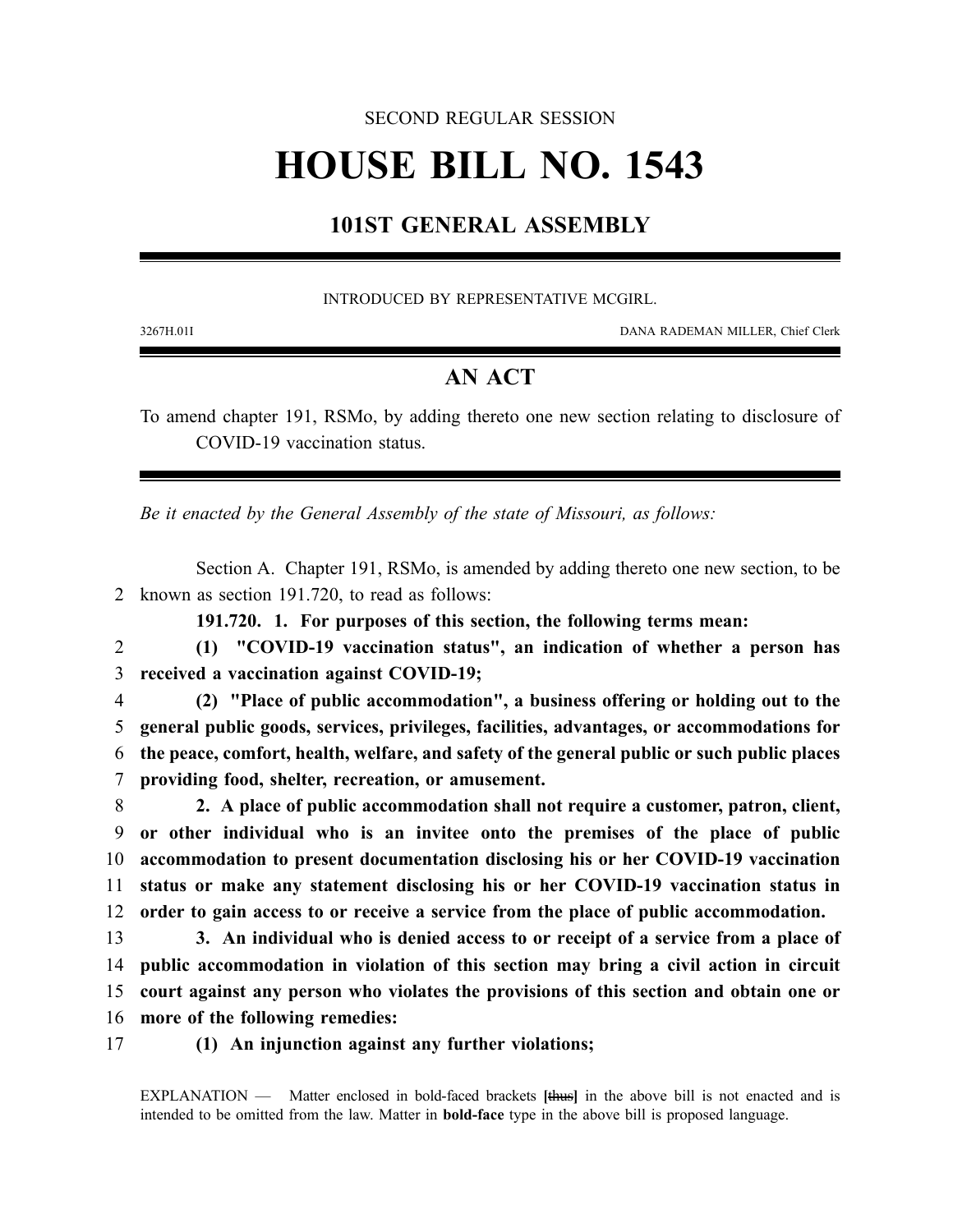SECOND REGULAR SESSION

# HOUSE BILL NO. 1543

## 101ST GENERAL ASSEMBLY

INTRODUCED BY REPRESENTATIVE MCGIRL.

3267H.01I DANA RADEMAN MILLER, Chief Clerk

## AN ACT

To amend chapter 191, RSMo, by adding thereto one new section relating to disclosure of COVID-19 vaccination status.

*Be it enacted by the General Assembly of the state of Missouri, as follows:*

Section A. Chapter 191, RSMo, is amended by adding thereto one new section, to be known as section 191.720, to read as follows:

**191.720. 1. For purposes of this section, the following terms mean:**

**(1) "COVID-19 vaccination status", an indication of whether a person has received a vaccination against COVID-19;**

**(2) "Place of public accommodation", a business offering or holding out to the general public goods, services, privileges, facilities, advantages, or accommodations for the peace, comfort, health, welfare, and safety of the general public or such public places providing food, shelter, recreation, or amusement.**

**2. A place of public accommodation shall not require a customer, patron, client, or other individual who is an invitee onto the premises of the place of public accommodation to present documentation disclosing his or her COVID-19 vaccination status or make any statement disclosing his or her COVID-19 vaccination status in order to gain access to or receive a service from the place of public accommodation.**

**3. An individual who is denied access to or receipt of a service from a place of public accommodation in violation of this section may bring a civil action in circuit court against any person who violates the provisions of this section and obtain one or more of the following remedies:**

**(1) An injunction against any further violations;**

EXPLANATION — Matter enclosed in bold-faced brackets **[~~thus~~]** in the above bill is not enacted and is intended to be omitted from the law. Matter in **bold-face** type in the above bill is proposed language.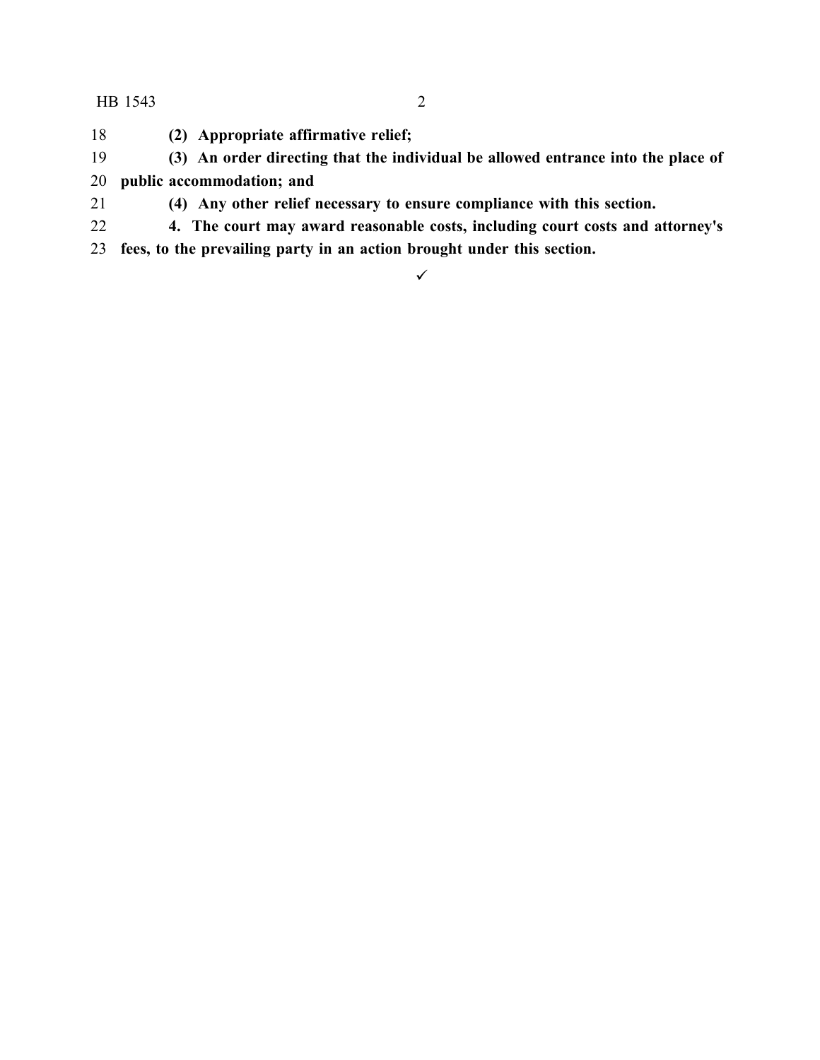**(2) Appropriate affirmative relief;**

**(3) An order directing that the individual be allowed entrance into the place of public accommodation; and**

**(4) Any other relief necessary to ensure compliance with this section.**

**4. The court may award reasonable costs, including court costs and attorney's fees, to the prevailing party in an action brought under this section.**

✓